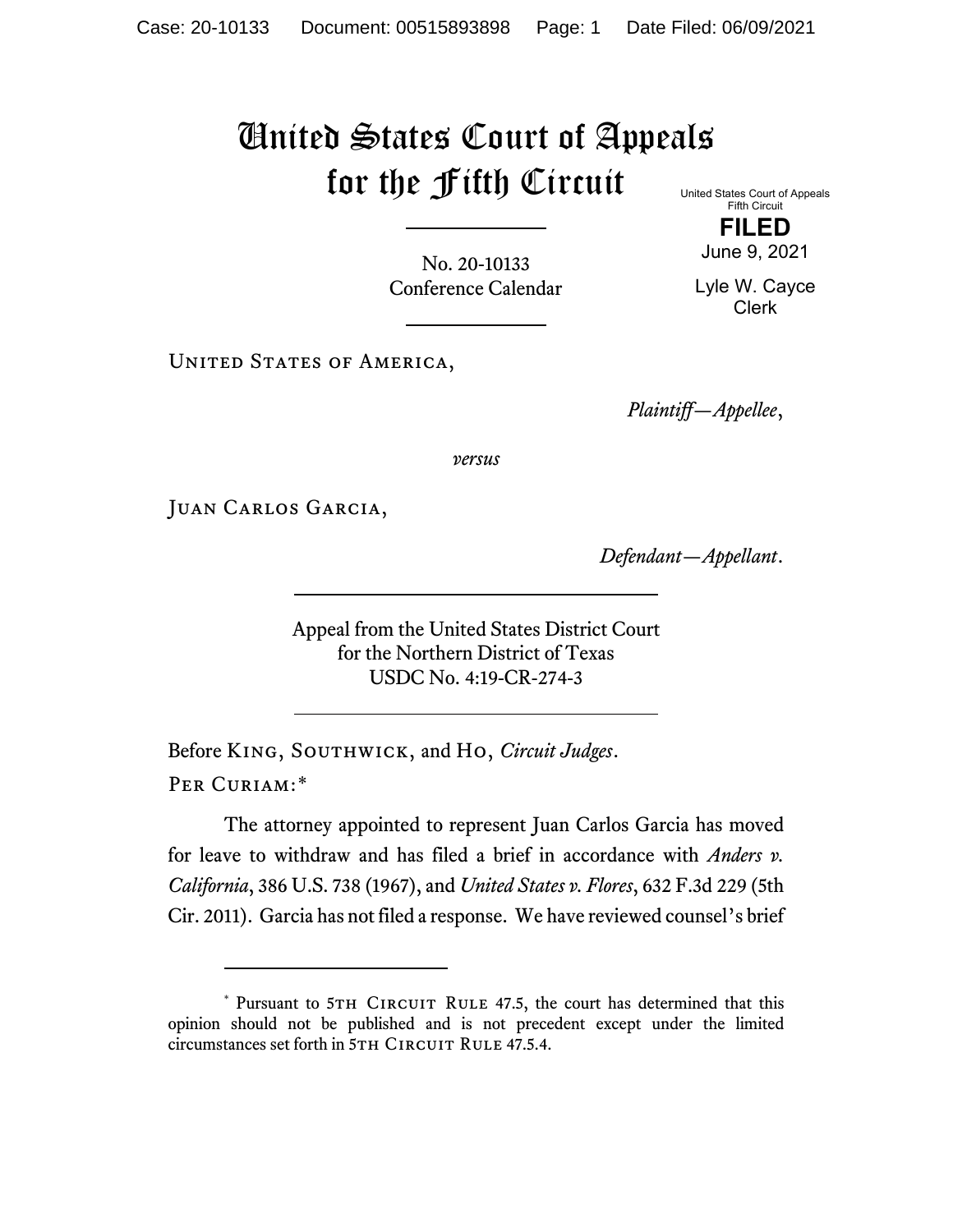# United States Court of Appeals for the Fifth Circuit

United States Court of Appeals
Fifth Circuit

**FILED**

June 9, 2021

Lyle W. Cayce
Clerk

No. 20-10133
Conference Calendar

United States of America,

*Plaintiff—Appellee*,

*versus*

Juan Carlos Garcia,

*Defendant—Appellant*.

Appeal from the United States District Court
for the Northern District of Texas
USDC No. 4:19-CR-274-3

Before King, Southwick, and Ho, *Circuit Judges*.

Per Curiam:*

The attorney appointed to represent Juan Carlos Garcia has moved for leave to withdraw and has filed a brief in accordance with *Anders v. California*, 386 U.S. 738 (1967), and *United States v. Flores*, 632 F.3d 229 (5th Cir. 2011). Garcia has not filed a response. We have reviewed counsel's brief

---

\* Pursuant to 5th Circuit Rule 47.5, the court has determined that this opinion should not be published and is not precedent except under the limited circumstances set forth in 5th Circuit Rule 47.5.4.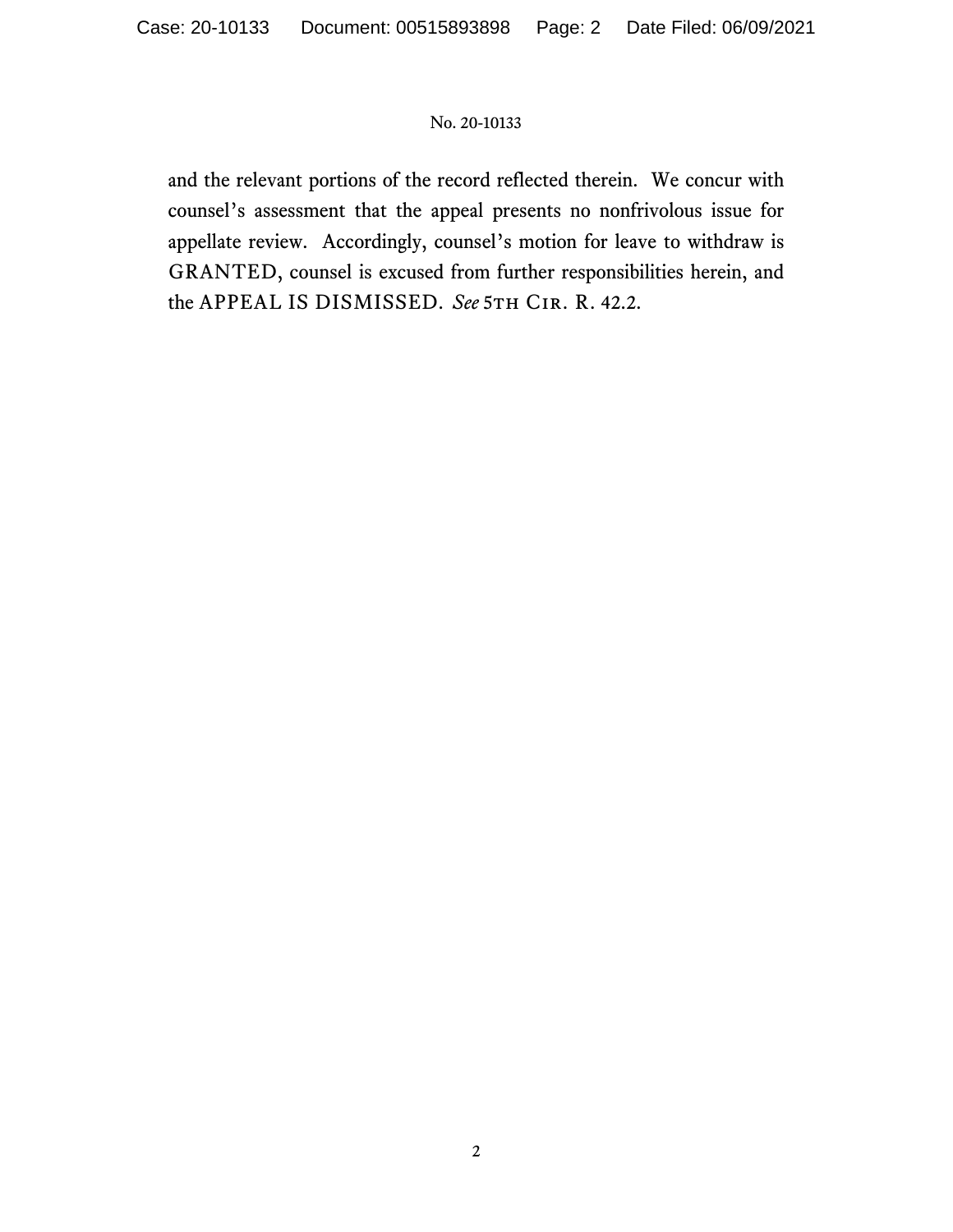and the relevant portions of the record reflected therein. We concur with counsel's assessment that the appeal presents no nonfrivolous issue for appellate review. Accordingly, counsel's motion for leave to withdraw is GRANTED, counsel is excused from further responsibilities herein, and the APPEAL IS DISMISSED. *See* 5TH CIR. R. 42.2.